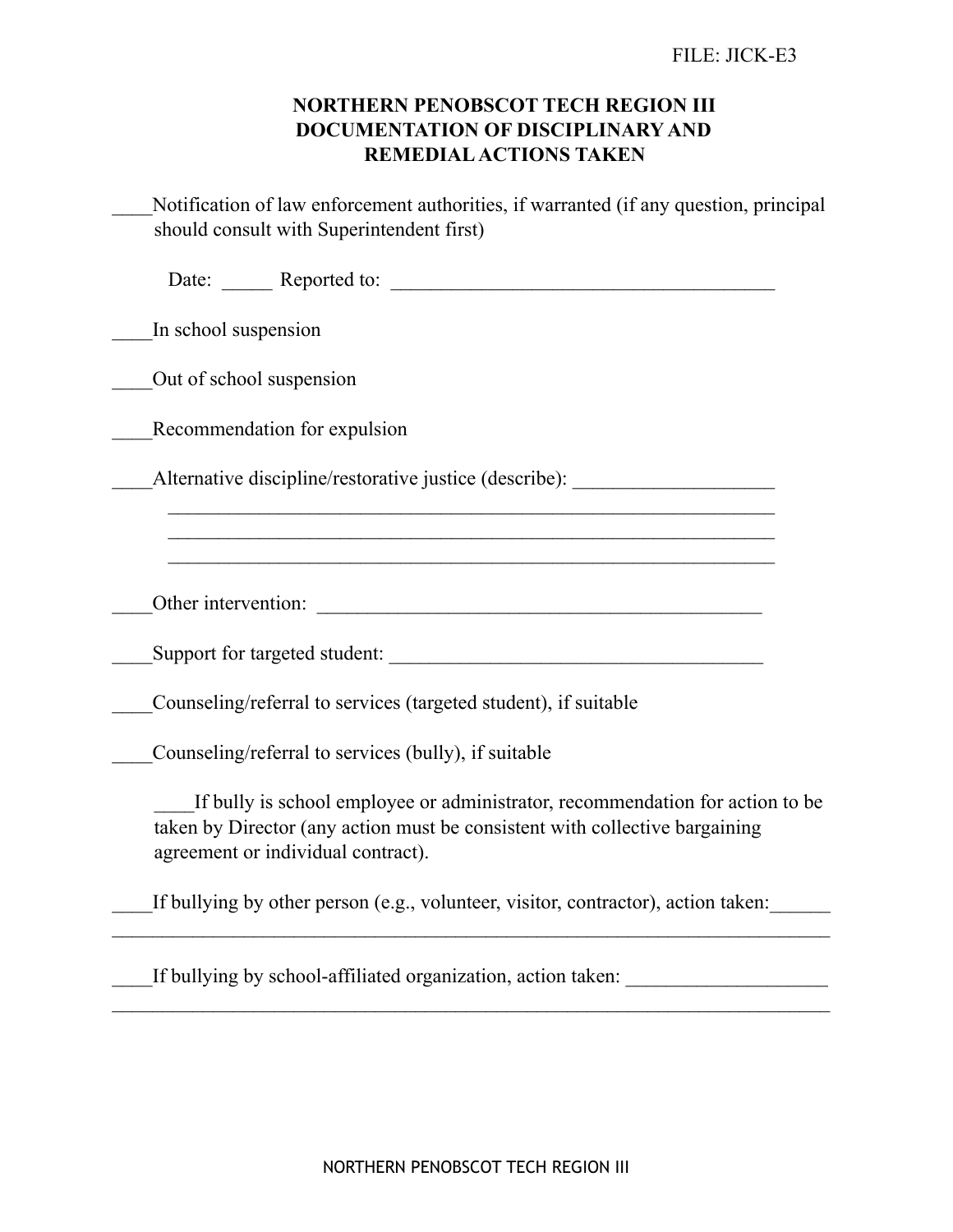FILE: JICK-E3

# NORTHERN PENOBSCOT TECH REGION III
## DOCUMENTATION OF DISCIPLINARY AND REMEDIAL ACTIONS TAKEN

____Notification of law enforcement authorities, if warranted (if any question, principal should consult with Superintendent first)

Date: _____ Reported to: ______________________________________

____In school suspension

____Out of school suspension

____Recommendation for expulsion

____Alternative discipline/restorative justice (describe): ____________________
_______________________________________________________________
_______________________________________________________________
_______________________________________________________________

____Other intervention: ______________________________________________

____Support for targeted student: _____________________________________

____Counseling/referral to services (targeted student), if suitable

____Counseling/referral to services (bully), if suitable

____If bully is school employee or administrator, recommendation for action to be taken by Director (any action must be consistent with collective bargaining agreement or individual contract).

____If bullying by other person (e.g., volunteer, visitor, contractor), action taken:______
_______________________________________________________________________

____If bullying by school-affiliated organization, action taken: ____________________
_______________________________________________________________________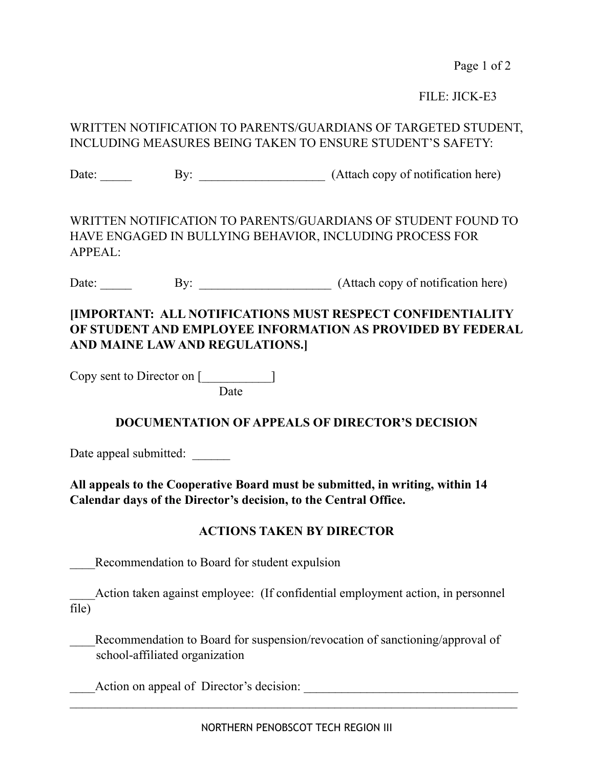FILE: JICK-E3

WRITTEN NOTIFICATION TO PARENTS/GUARDIANS OF TARGETED STUDENT, INCLUDING MEASURES BEING TAKEN TO ENSURE STUDENT'S SAFETY:

Date: _____ By: ____________________ (Attach copy of notification here)

WRITTEN NOTIFICATION TO PARENTS/GUARDIANS OF STUDENT FOUND TO HAVE ENGAGED IN BULLYING BEHAVIOR, INCLUDING PROCESS FOR APPEAL:

Date: _____ By: _____________________ (Attach copy of notification here)

**[IMPORTANT: ALL NOTIFICATIONS MUST RESPECT CONFIDENTIALITY OF STUDENT AND EMPLOYEE INFORMATION AS PROVIDED BY FEDERAL AND MAINE LAW AND REGULATIONS.]**

Copy sent to Director on [___________]
Date

**DOCUMENTATION OF APPEALS OF DIRECTOR'S DECISION**

Date appeal submitted: ______

**All appeals to the Cooperative Board must be submitted, in writing, within 14 Calendar days of the Director's decision, to the Central Office.**

**ACTIONS TAKEN BY DIRECTOR**

____Recommendation to Board for student expulsion

____Action taken against employee: (If confidential employment action, in personnel file)

____Recommendation to Board for suspension/revocation of sanctioning/approval of school-affiliated organization

____Action on appeal of Director's decision: __________________________________
____________________________________________________________________________

NORTHERN PENOBSCOT TECH REGION III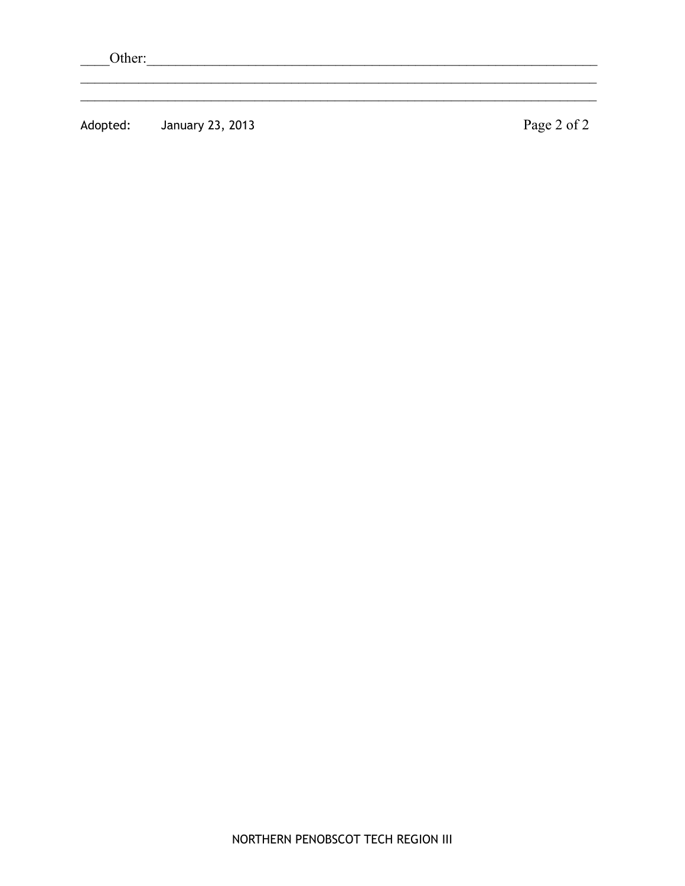____Other:_________________________________________________________________
___________________________________________________________________________
___________________________________________________________________________

Adopted: January 23, 2013